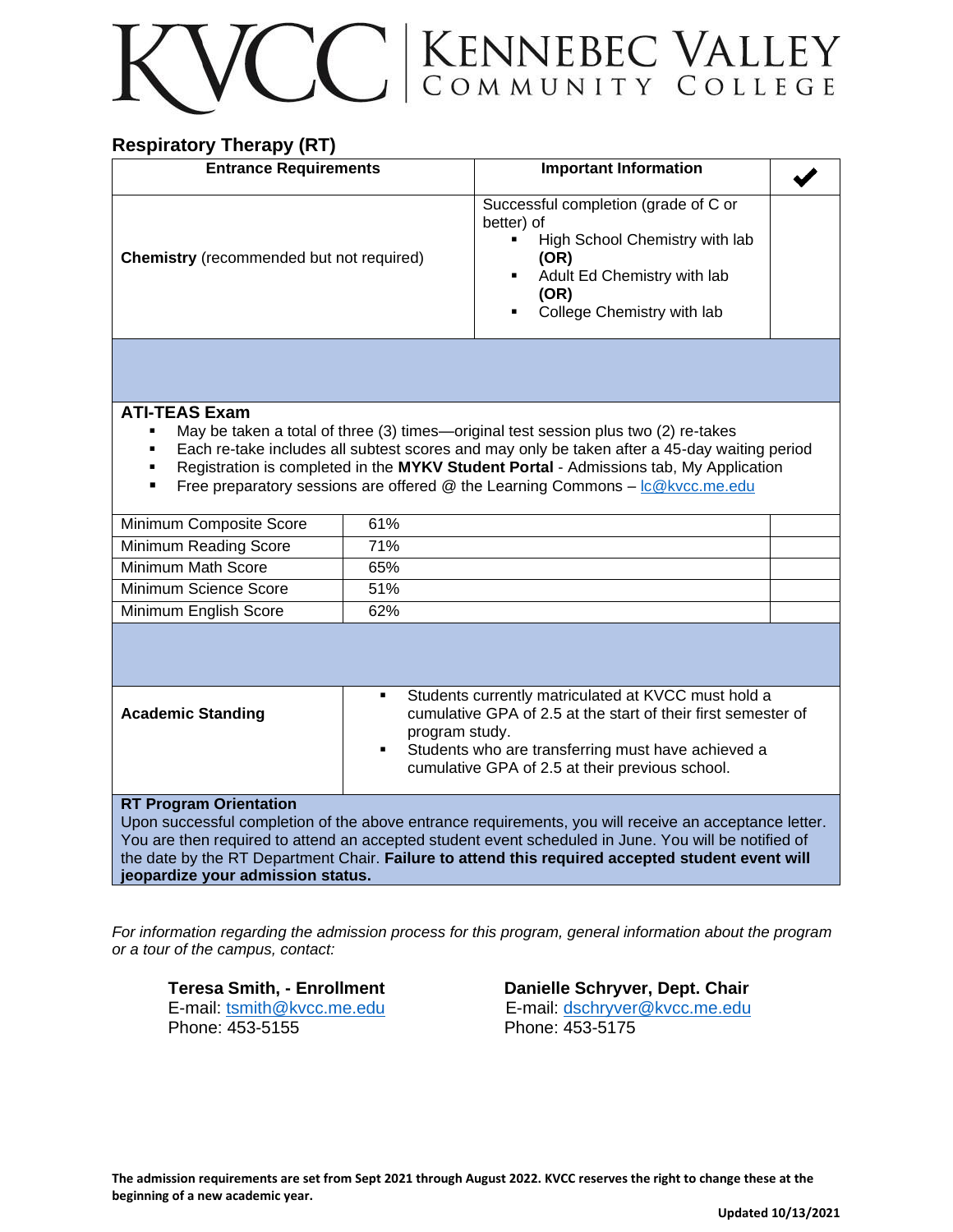# KVCC | KENNEBEC VALLEY COMMUNITY COLLEGE

## Respiratory Therapy (RT)

| Entrance Requirements | Important Information | ✔ |
|---|---|---|
| **Chemistry** (recommended but not required) | Successful completion (grade of C or better) of<br>▪ High School Chemistry with lab **(OR)**<br>▪ Adult Ed Chemistry with lab **(OR)**<br>▪ College Chemistry with lab | |

**ATI-TEAS Exam**

- May be taken a total of three (3) times—original test session plus two (2) re-takes
- Each re-take includes all subtest scores and may only be taken after a 45-day waiting period
- Registration is completed in the **MYKV Student Portal** - Admissions tab, My Application
- Free preparatory sessions are offered @ the Learning Commons – lc@kvcc.me.edu

| Score | Minimum | ✔ |
|---|---|---|
| Minimum Composite Score | 61% | |
| Minimum Reading Score | 71% | |
| Minimum Math Score | 65% | |
| Minimum Science Score | 51% | |
| Minimum English Score | 62% | |

| Academic Standing | |
|---|---|
| **Academic Standing** | ▪ Students currently matriculated at KVCC must hold a cumulative GPA of 2.5 at the start of their first semester of program study.<br>▪ Students who are transferring must have achieved a cumulative GPA of 2.5 at their previous school. |

**RT Program Orientation**

Upon successful completion of the above entrance requirements, you will receive an acceptance letter. You are then required to attend an accepted student event scheduled in June. You will be notified of the date by the RT Department Chair. **Failure to attend this required accepted student event will jeopardize your admission status.**

*For information regarding the admission process for this program, general information about the program or a tour of the campus, contact:*

**Teresa Smith, - Enrollment**
E-mail: tsmith@kvcc.me.edu
Phone: 453-5155

**Danielle Schryver, Dept. Chair**
E-mail: dschryver@kvcc.me.edu
Phone: 453-5175

**The admission requirements are set from Sept 2021 through August 2022. KVCC reserves the right to change these at the beginning of a new academic year.**

**Updated 10/13/2021**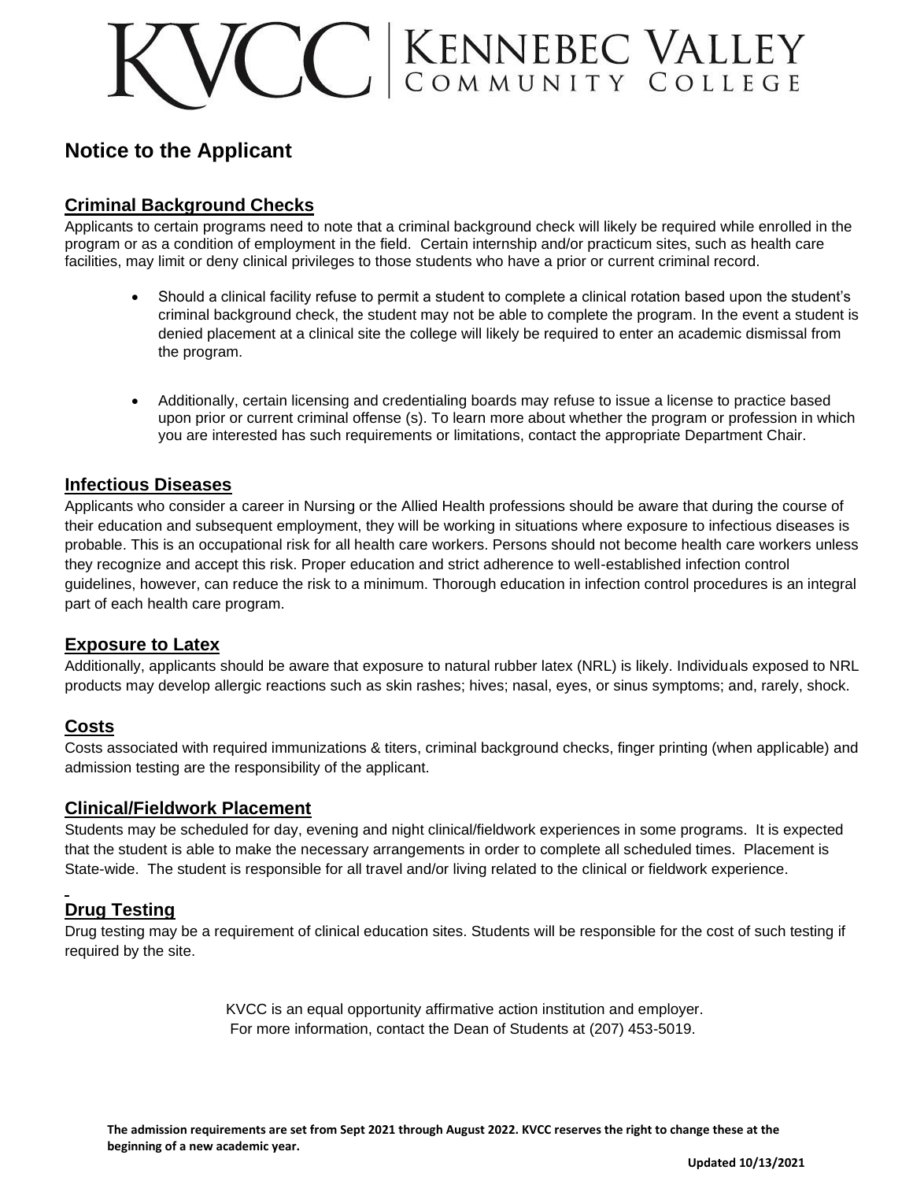# KVCC | KENNEBEC VALLEY COMMUNITY COLLEGE

## Notice to the Applicant

### Criminal Background Checks

Applicants to certain programs need to note that a criminal background check will likely be required while enrolled in the program or as a condition of employment in the field. Certain internship and/or practicum sites, such as health care facilities, may limit or deny clinical privileges to those students who have a prior or current criminal record.

- Should a clinical facility refuse to permit a student to complete a clinical rotation based upon the student's criminal background check, the student may not be able to complete the program. In the event a student is denied placement at a clinical site the college will likely be required to enter an academic dismissal from the program.
- Additionally, certain licensing and credentialing boards may refuse to issue a license to practice based upon prior or current criminal offense (s). To learn more about whether the program or profession in which you are interested has such requirements or limitations, contact the appropriate Department Chair.

### Infectious Diseases

Applicants who consider a career in Nursing or the Allied Health professions should be aware that during the course of their education and subsequent employment, they will be working in situations where exposure to infectious diseases is probable. This is an occupational risk for all health care workers. Persons should not become health care workers unless they recognize and accept this risk. Proper education and strict adherence to well-established infection control guidelines, however, can reduce the risk to a minimum. Thorough education in infection control procedures is an integral part of each health care program.

### Exposure to Latex

Additionally, applicants should be aware that exposure to natural rubber latex (NRL) is likely. Individuals exposed to NRL products may develop allergic reactions such as skin rashes; hives; nasal, eyes, or sinus symptoms; and, rarely, shock.

### Costs

Costs associated with required immunizations & titers, criminal background checks, finger printing (when applicable) and admission testing are the responsibility of the applicant.

### Clinical/Fieldwork Placement

Students may be scheduled for day, evening and night clinical/fieldwork experiences in some programs. It is expected that the student is able to make the necessary arrangements in order to complete all scheduled times. Placement is State-wide. The student is responsible for all travel and/or living related to the clinical or fieldwork experience.

### Drug Testing

Drug testing may be a requirement of clinical education sites. Students will be responsible for the cost of such testing if required by the site.

KVCC is an equal opportunity affirmative action institution and employer.
For more information, contact the Dean of Students at (207) 453-5019.

**The admission requirements are set from Sept 2021 through August 2022. KVCC reserves the right to change these at the beginning of a new academic year.**

**Updated 10/13/2021**